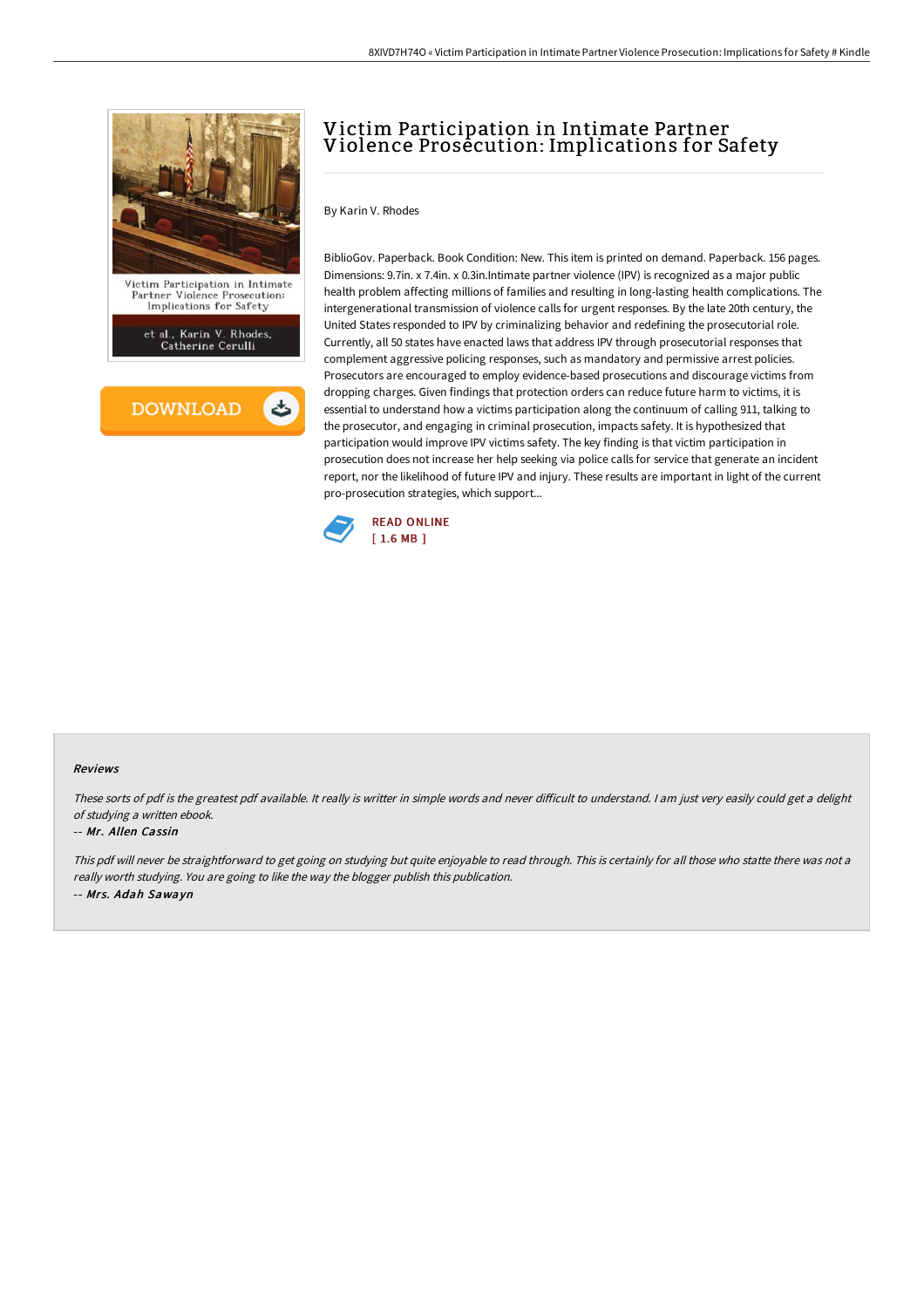# Victim Participation in Intimate Partner Violence Prosecution: Implications for Safety

By Karin V. Rhodes

BiblioGov. Paperback. Book Condition: New. This item is printed on demand. Paperback. 156 pages. Dimensions: 9.7in. x 7.4in. x 0.3in.Intimate partner violence (IPV) is recognized as a major public health problem affecting millions of families and resulting in long-lasting health complications. The intergenerational transmission of violence calls for urgent responses. By the late 20th century, the United States responded to IPV by criminalizing behavior and redefining the prosecutorial role. Currently, all 50 states have enacted laws that address IPV through prosecutorial responses that complement aggressive policing responses, such as mandatory and permissive arrest policies. Prosecutors are encouraged to employ evidence-based prosecutions and discourage victims from dropping charges. Given findings that protection orders can reduce future harm to victims, it is essential to understand how a victims participation along the continuum of calling 911, talking to the prosecutor, and engaging in criminal prosecution, impacts safety. It is hypothesized that participation would improve IPV victims safety. The key finding is that victim participation in prosecution does not increase her help seeking via police calls for service that generate an incident report, nor the likelihood of future IPV and injury. These results are important in light of the current pro-prosecution strategies, which support...

READ ONLINE
[ 1.6 MB ]

#### Reviews

*These sorts of pdf is the greatest pdf available. It really is writter in simple words and never difficult to understand. I am just very easily could get a delight of studying a written ebook.*

-- *Mr. Allen Cassin*

*This pdf will never be straightforward to get going on studying but quite enjoyable to read through. This is certainly for all those who statte there was not a really worth studying. You are going to like the way the blogger publish this publication.*

-- *Mrs. Adah Sawayn*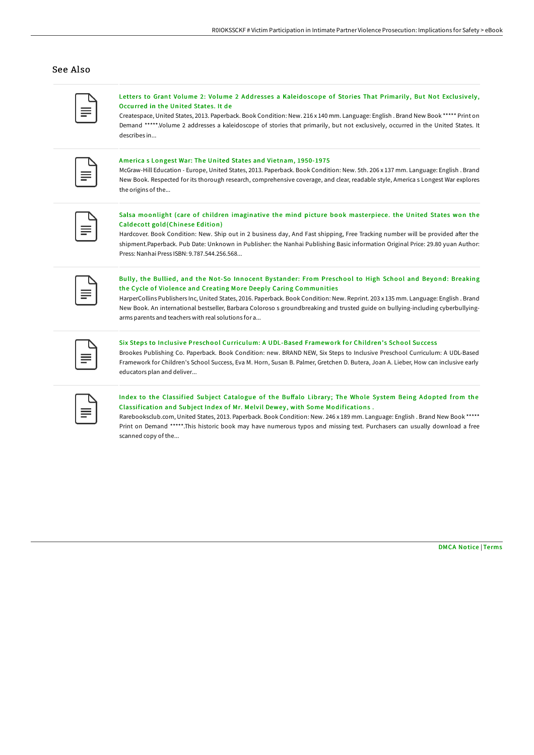## See Also

**Letters to Grant Volume 2: Volume 2 Addresses a Kaleidoscope of Stories That Primarily, But Not Exclusively, Occurred in the United States. It de**

Createspace, United States, 2013. Paperback. Book Condition: New. 216 x 140 mm. Language: English . Brand New Book ***** Print on Demand *****.Volume 2 addresses a kaleidoscope of stories that primarily, but not exclusively, occurred in the United States. It describes in...

**America s Longest War: The United States and Vietnam, 1950-1975**

McGraw-Hill Education - Europe, United States, 2013. Paperback. Book Condition: New. 5th. 206 x 137 mm. Language: English . Brand New Book. Respected for its thorough research, comprehensive coverage, and clear, readable style, America s Longest War explores the origins of the...

**Salsa moonlight (care of children imaginative the mind picture book masterpiece. the United States won the Caldecott gold(Chinese Edition)**

Hardcover. Book Condition: New. Ship out in 2 business day, And Fast shipping, Free Tracking number will be provided after the shipment.Paperback. Pub Date: Unknown in Publisher: the Nanhai Publishing Basic information Original Price: 29.80 yuan Author: Press: Nanhai Press ISBN: 9.787.544.256.568...

**Bully, the Bullied, and the Not-So Innocent Bystander: From Preschool to High School and Beyond: Breaking the Cycle of Violence and Creating More Deeply Caring Communities**

HarperCollins Publishers Inc, United States, 2016. Paperback. Book Condition: New. Reprint. 203 x 135 mm. Language: English . Brand New Book. An international bestseller, Barbara Coloroso s groundbreaking and trusted guide on bullying-including cyberbullying-arms parents and teachers with real solutions for a...

**Six Steps to Inclusive Preschool Curriculum: A UDL-Based Framework for Children's School Success**

Brookes Publishing Co. Paperback. Book Condition: new. BRAND NEW, Six Steps to Inclusive Preschool Curriculum: A UDL-Based Framework for Children's School Success, Eva M. Horn, Susan B. Palmer, Gretchen D. Butera, Joan A. Lieber, How can inclusive early educators plan and deliver...

**Index to the Classified Subject Catalogue of the Buffalo Library; The Whole System Being Adopted from the Classification and Subject Index of Mr. Melvil Dewey, with Some Modifications .**

Rarebooksclub.com, United States, 2013. Paperback. Book Condition: New. 246 x 189 mm. Language: English . Brand New Book ***** Print on Demand *****.This historic book may have numerous typos and missing text. Purchasers can usually download a free scanned copy of the...